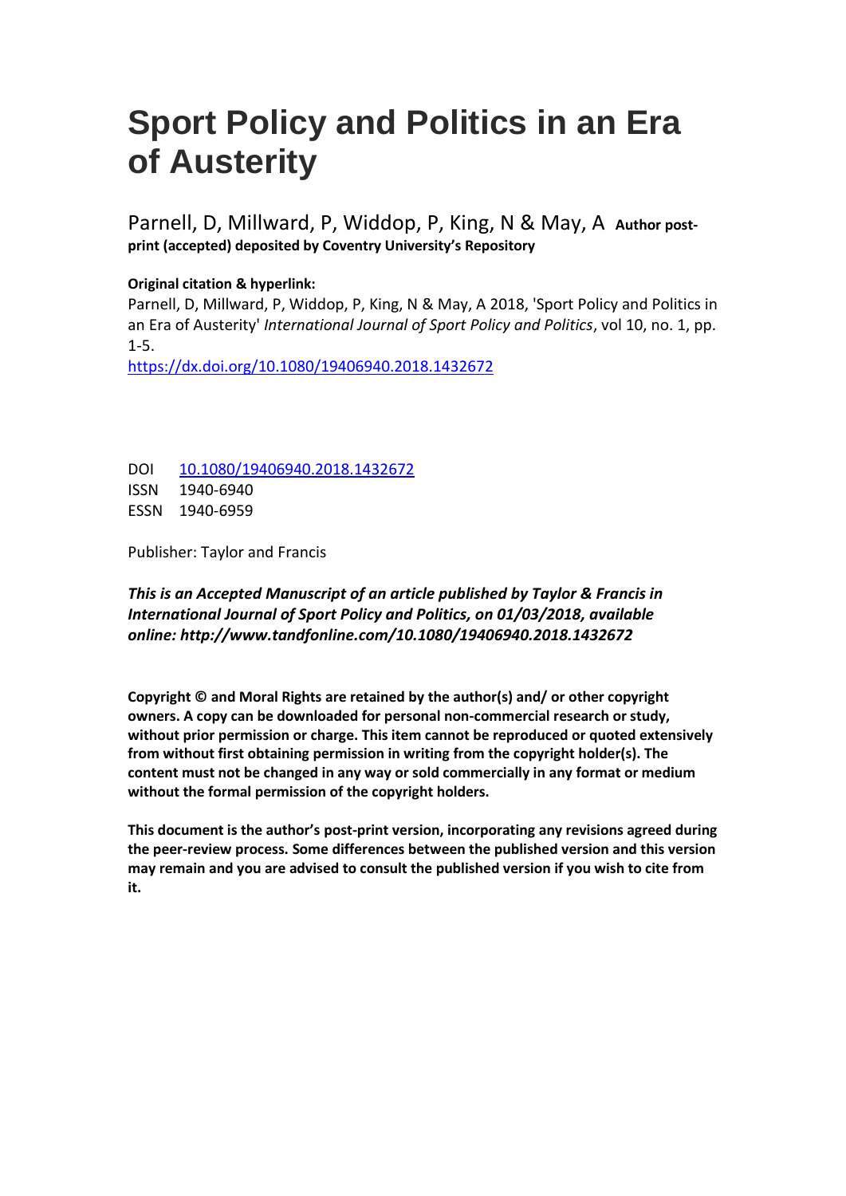# Sport Policy and Politics in an Era of Austerity

Parnell, D, Millward, P, Widdop, P, King, N & May, A **Author post-print (accepted) deposited by Coventry University's Repository**

**Original citation & hyperlink:**

Parnell, D, Millward, P, Widdop, P, King, N & May, A 2018, 'Sport Policy and Politics in an Era of Austerity' *International Journal of Sport Policy and Politics*, vol 10, no. 1, pp. 1-5.

https://dx.doi.org/10.1080/19406940.2018.1432672

DOI 10.1080/19406940.2018.1432672

ISSN 1940-6940

ESSN 1940-6959

Publisher: Taylor and Francis

***This is an Accepted Manuscript of an article published by Taylor & Francis in International Journal of Sport Policy and Politics, on 01/03/2018, available online: http://www.tandfonline.com/10.1080/19406940.2018.1432672***

**Copyright © and Moral Rights are retained by the author(s) and/ or other copyright owners. A copy can be downloaded for personal non-commercial research or study, without prior permission or charge. This item cannot be reproduced or quoted extensively from without first obtaining permission in writing from the copyright holder(s). The content must not be changed in any way or sold commercially in any format or medium without the formal permission of the copyright holders.**

**This document is the author's post-print version, incorporating any revisions agreed during the peer-review process. Some differences between the published version and this version may remain and you are advised to consult the published version if you wish to cite from it.**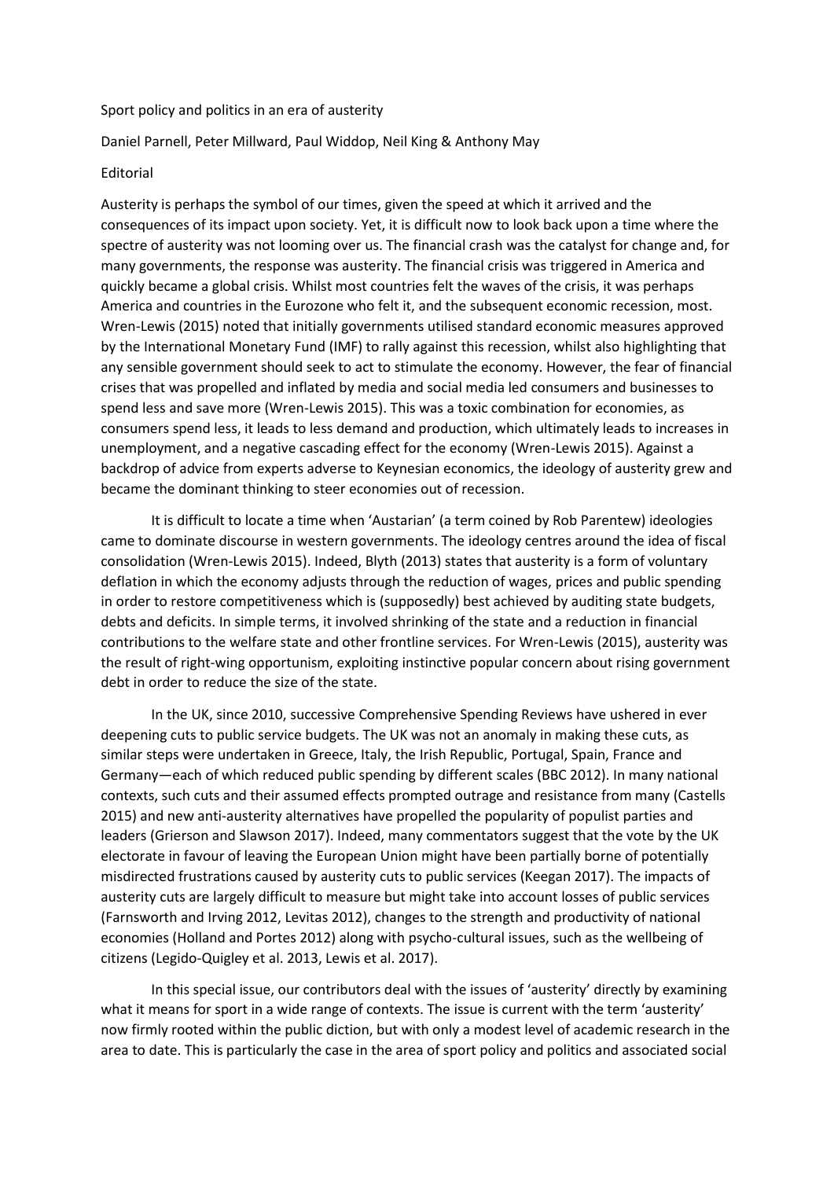Sport policy and politics in an era of austerity

Daniel Parnell, Peter Millward, Paul Widdop, Neil King & Anthony May

Editorial

Austerity is perhaps the symbol of our times, given the speed at which it arrived and the consequences of its impact upon society. Yet, it is difficult now to look back upon a time where the spectre of austerity was not looming over us. The financial crash was the catalyst for change and, for many governments, the response was austerity. The financial crisis was triggered in America and quickly became a global crisis. Whilst most countries felt the waves of the crisis, it was perhaps America and countries in the Eurozone who felt it, and the subsequent economic recession, most. Wren-Lewis (2015) noted that initially governments utilised standard economic measures approved by the International Monetary Fund (IMF) to rally against this recession, whilst also highlighting that any sensible government should seek to act to stimulate the economy. However, the fear of financial crises that was propelled and inflated by media and social media led consumers and businesses to spend less and save more (Wren-Lewis 2015). This was a toxic combination for economies, as consumers spend less, it leads to less demand and production, which ultimately leads to increases in unemployment, and a negative cascading effect for the economy (Wren-Lewis 2015). Against a backdrop of advice from experts adverse to Keynesian economics, the ideology of austerity grew and became the dominant thinking to steer economies out of recession.

It is difficult to locate a time when 'Austarian' (a term coined by Rob Parentew) ideologies came to dominate discourse in western governments. The ideology centres around the idea of fiscal consolidation (Wren-Lewis 2015). Indeed, Blyth (2013) states that austerity is a form of voluntary deflation in which the economy adjusts through the reduction of wages, prices and public spending in order to restore competitiveness which is (supposedly) best achieved by auditing state budgets, debts and deficits. In simple terms, it involved shrinking of the state and a reduction in financial contributions to the welfare state and other frontline services. For Wren-Lewis (2015), austerity was the result of right-wing opportunism, exploiting instinctive popular concern about rising government debt in order to reduce the size of the state.

In the UK, since 2010, successive Comprehensive Spending Reviews have ushered in ever deepening cuts to public service budgets. The UK was not an anomaly in making these cuts, as similar steps were undertaken in Greece, Italy, the Irish Republic, Portugal, Spain, France and Germany—each of which reduced public spending by different scales (BBC 2012). In many national contexts, such cuts and their assumed effects prompted outrage and resistance from many (Castells 2015) and new anti-austerity alternatives have propelled the popularity of populist parties and leaders (Grierson and Slawson 2017). Indeed, many commentators suggest that the vote by the UK electorate in favour of leaving the European Union might have been partially borne of potentially misdirected frustrations caused by austerity cuts to public services (Keegan 2017). The impacts of austerity cuts are largely difficult to measure but might take into account losses of public services (Farnsworth and Irving 2012, Levitas 2012), changes to the strength and productivity of national economies (Holland and Portes 2012) along with psycho-cultural issues, such as the wellbeing of citizens (Legido-Quigley et al. 2013, Lewis et al. 2017).

In this special issue, our contributors deal with the issues of 'austerity' directly by examining what it means for sport in a wide range of contexts. The issue is current with the term 'austerity' now firmly rooted within the public diction, but with only a modest level of academic research in the area to date. This is particularly the case in the area of sport policy and politics and associated social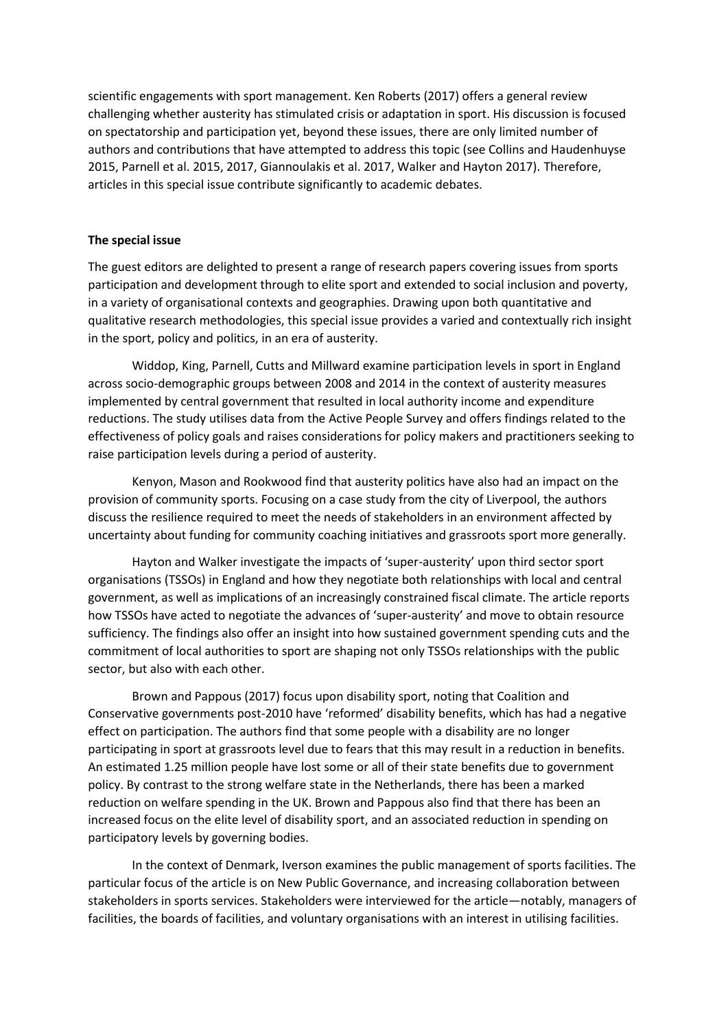scientific engagements with sport management. Ken Roberts (2017) offers a general review challenging whether austerity has stimulated crisis or adaptation in sport. His discussion is focused on spectatorship and participation yet, beyond these issues, there are only limited number of authors and contributions that have attempted to address this topic (see Collins and Haudenhuyse 2015, Parnell et al. 2015, 2017, Giannoulakis et al. 2017, Walker and Hayton 2017). Therefore, articles in this special issue contribute significantly to academic debates.

**The special issue**

The guest editors are delighted to present a range of research papers covering issues from sports participation and development through to elite sport and extended to social inclusion and poverty, in a variety of organisational contexts and geographies. Drawing upon both quantitative and qualitative research methodologies, this special issue provides a varied and contextually rich insight in the sport, policy and politics, in an era of austerity.

Widdop, King, Parnell, Cutts and Millward examine participation levels in sport in England across socio-demographic groups between 2008 and 2014 in the context of austerity measures implemented by central government that resulted in local authority income and expenditure reductions. The study utilises data from the Active People Survey and offers findings related to the effectiveness of policy goals and raises considerations for policy makers and practitioners seeking to raise participation levels during a period of austerity.

Kenyon, Mason and Rookwood find that austerity politics have also had an impact on the provision of community sports. Focusing on a case study from the city of Liverpool, the authors discuss the resilience required to meet the needs of stakeholders in an environment affected by uncertainty about funding for community coaching initiatives and grassroots sport more generally.

Hayton and Walker investigate the impacts of 'super-austerity' upon third sector sport organisations (TSSOs) in England and how they negotiate both relationships with local and central government, as well as implications of an increasingly constrained fiscal climate. The article reports how TSSOs have acted to negotiate the advances of 'super-austerity' and move to obtain resource sufficiency. The findings also offer an insight into how sustained government spending cuts and the commitment of local authorities to sport are shaping not only TSSOs relationships with the public sector, but also with each other.

Brown and Pappous (2017) focus upon disability sport, noting that Coalition and Conservative governments post-2010 have 'reformed' disability benefits, which has had a negative effect on participation. The authors find that some people with a disability are no longer participating in sport at grassroots level due to fears that this may result in a reduction in benefits. An estimated 1.25 million people have lost some or all of their state benefits due to government policy. By contrast to the strong welfare state in the Netherlands, there has been a marked reduction on welfare spending in the UK. Brown and Pappous also find that there has been an increased focus on the elite level of disability sport, and an associated reduction in spending on participatory levels by governing bodies.

In the context of Denmark, Iverson examines the public management of sports facilities. The particular focus of the article is on New Public Governance, and increasing collaboration between stakeholders in sports services. Stakeholders were interviewed for the article—notably, managers of facilities, the boards of facilities, and voluntary organisations with an interest in utilising facilities.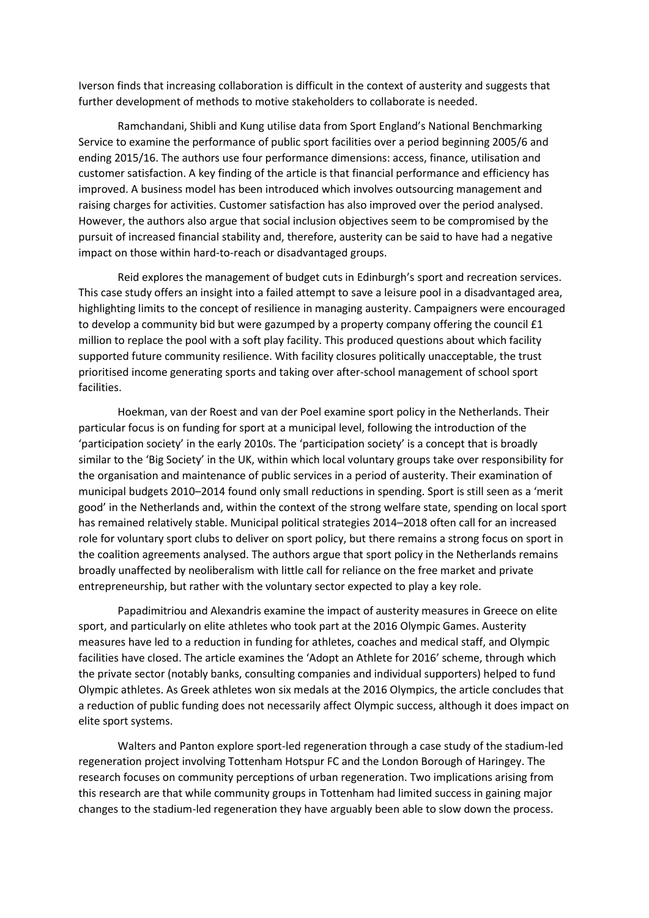Iverson finds that increasing collaboration is difficult in the context of austerity and suggests that further development of methods to motive stakeholders to collaborate is needed.

Ramchandani, Shibli and Kung utilise data from Sport England's National Benchmarking Service to examine the performance of public sport facilities over a period beginning 2005/6 and ending 2015/16. The authors use four performance dimensions: access, finance, utilisation and customer satisfaction. A key finding of the article is that financial performance and efficiency has improved. A business model has been introduced which involves outsourcing management and raising charges for activities. Customer satisfaction has also improved over the period analysed. However, the authors also argue that social inclusion objectives seem to be compromised by the pursuit of increased financial stability and, therefore, austerity can be said to have had a negative impact on those within hard-to-reach or disadvantaged groups.

Reid explores the management of budget cuts in Edinburgh's sport and recreation services. This case study offers an insight into a failed attempt to save a leisure pool in a disadvantaged area, highlighting limits to the concept of resilience in managing austerity. Campaigners were encouraged to develop a community bid but were gazumped by a property company offering the council £1 million to replace the pool with a soft play facility. This produced questions about which facility supported future community resilience. With facility closures politically unacceptable, the trust prioritised income generating sports and taking over after-school management of school sport facilities.

Hoekman, van der Roest and van der Poel examine sport policy in the Netherlands. Their particular focus is on funding for sport at a municipal level, following the introduction of the 'participation society' in the early 2010s. The 'participation society' is a concept that is broadly similar to the 'Big Society' in the UK, within which local voluntary groups take over responsibility for the organisation and maintenance of public services in a period of austerity. Their examination of municipal budgets 2010–2014 found only small reductions in spending. Sport is still seen as a 'merit good' in the Netherlands and, within the context of the strong welfare state, spending on local sport has remained relatively stable. Municipal political strategies 2014–2018 often call for an increased role for voluntary sport clubs to deliver on sport policy, but there remains a strong focus on sport in the coalition agreements analysed. The authors argue that sport policy in the Netherlands remains broadly unaffected by neoliberalism with little call for reliance on the free market and private entrepreneurship, but rather with the voluntary sector expected to play a key role.

Papadimitriou and Alexandris examine the impact of austerity measures in Greece on elite sport, and particularly on elite athletes who took part at the 2016 Olympic Games. Austerity measures have led to a reduction in funding for athletes, coaches and medical staff, and Olympic facilities have closed. The article examines the 'Adopt an Athlete for 2016' scheme, through which the private sector (notably banks, consulting companies and individual supporters) helped to fund Olympic athletes. As Greek athletes won six medals at the 2016 Olympics, the article concludes that a reduction of public funding does not necessarily affect Olympic success, although it does impact on elite sport systems.

Walters and Panton explore sport-led regeneration through a case study of the stadium-led regeneration project involving Tottenham Hotspur FC and the London Borough of Haringey. The research focuses on community perceptions of urban regeneration. Two implications arising from this research are that while community groups in Tottenham had limited success in gaining major changes to the stadium-led regeneration they have arguably been able to slow down the process.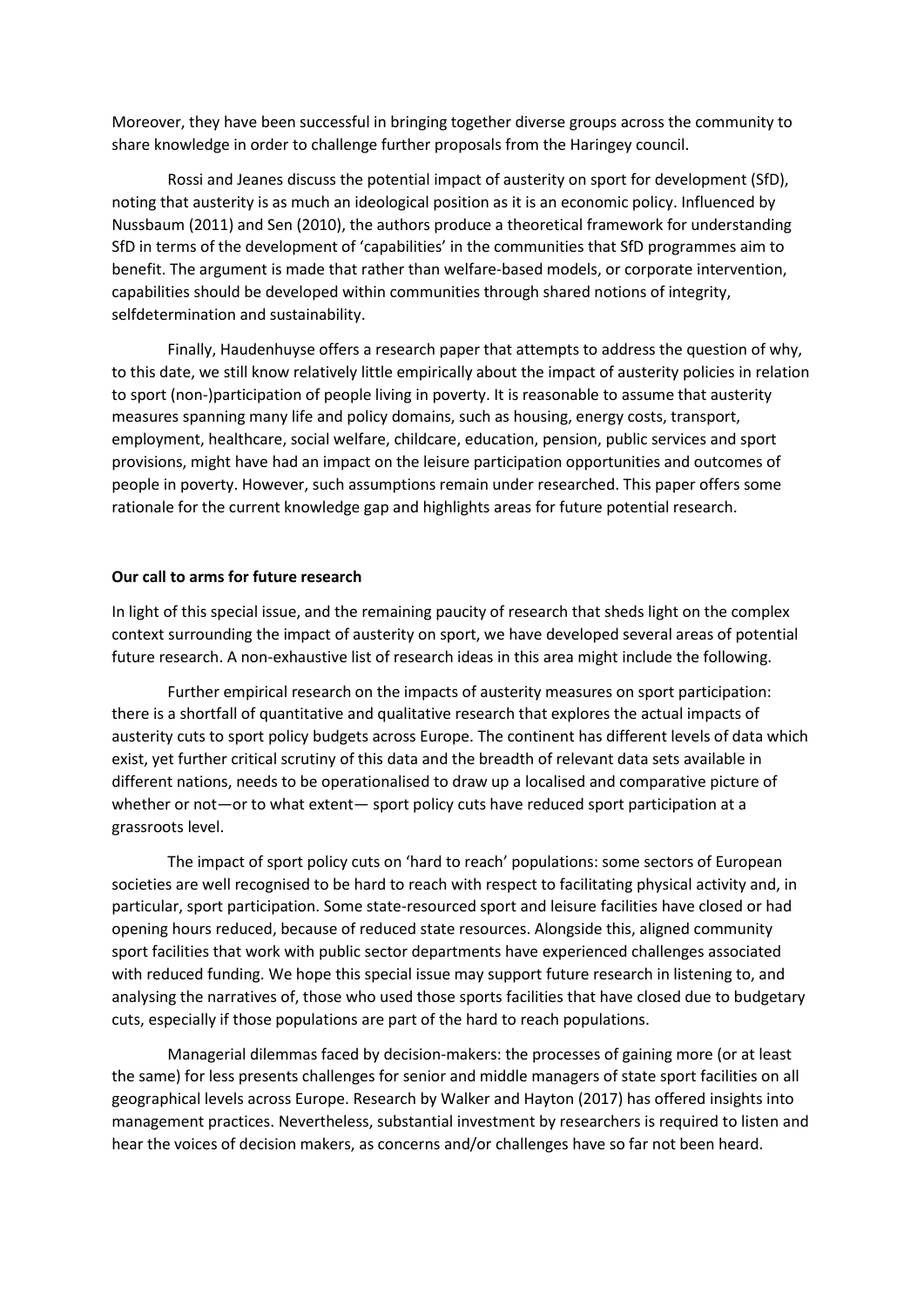Moreover, they have been successful in bringing together diverse groups across the community to share knowledge in order to challenge further proposals from the Haringey council.

Rossi and Jeanes discuss the potential impact of austerity on sport for development (SfD), noting that austerity is as much an ideological position as it is an economic policy. Influenced by Nussbaum (2011) and Sen (2010), the authors produce a theoretical framework for understanding SfD in terms of the development of 'capabilities' in the communities that SfD programmes aim to benefit. The argument is made that rather than welfare-based models, or corporate intervention, capabilities should be developed within communities through shared notions of integrity, selfdetermination and sustainability.

Finally, Haudenhuyse offers a research paper that attempts to address the question of why, to this date, we still know relatively little empirically about the impact of austerity policies in relation to sport (non-)participation of people living in poverty. It is reasonable to assume that austerity measures spanning many life and policy domains, such as housing, energy costs, transport, employment, healthcare, social welfare, childcare, education, pension, public services and sport provisions, might have had an impact on the leisure participation opportunities and outcomes of people in poverty. However, such assumptions remain under researched. This paper offers some rationale for the current knowledge gap and highlights areas for future potential research.

**Our call to arms for future research**

In light of this special issue, and the remaining paucity of research that sheds light on the complex context surrounding the impact of austerity on sport, we have developed several areas of potential future research. A non-exhaustive list of research ideas in this area might include the following.

Further empirical research on the impacts of austerity measures on sport participation: there is a shortfall of quantitative and qualitative research that explores the actual impacts of austerity cuts to sport policy budgets across Europe. The continent has different levels of data which exist, yet further critical scrutiny of this data and the breadth of relevant data sets available in different nations, needs to be operationalised to draw up a localised and comparative picture of whether or not—or to what extent— sport policy cuts have reduced sport participation at a grassroots level.

The impact of sport policy cuts on 'hard to reach' populations: some sectors of European societies are well recognised to be hard to reach with respect to facilitating physical activity and, in particular, sport participation. Some state-resourced sport and leisure facilities have closed or had opening hours reduced, because of reduced state resources. Alongside this, aligned community sport facilities that work with public sector departments have experienced challenges associated with reduced funding. We hope this special issue may support future research in listening to, and analysing the narratives of, those who used those sports facilities that have closed due to budgetary cuts, especially if those populations are part of the hard to reach populations.

Managerial dilemmas faced by decision-makers: the processes of gaining more (or at least the same) for less presents challenges for senior and middle managers of state sport facilities on all geographical levels across Europe. Research by Walker and Hayton (2017) has offered insights into management practices. Nevertheless, substantial investment by researchers is required to listen and hear the voices of decision makers, as concerns and/or challenges have so far not been heard.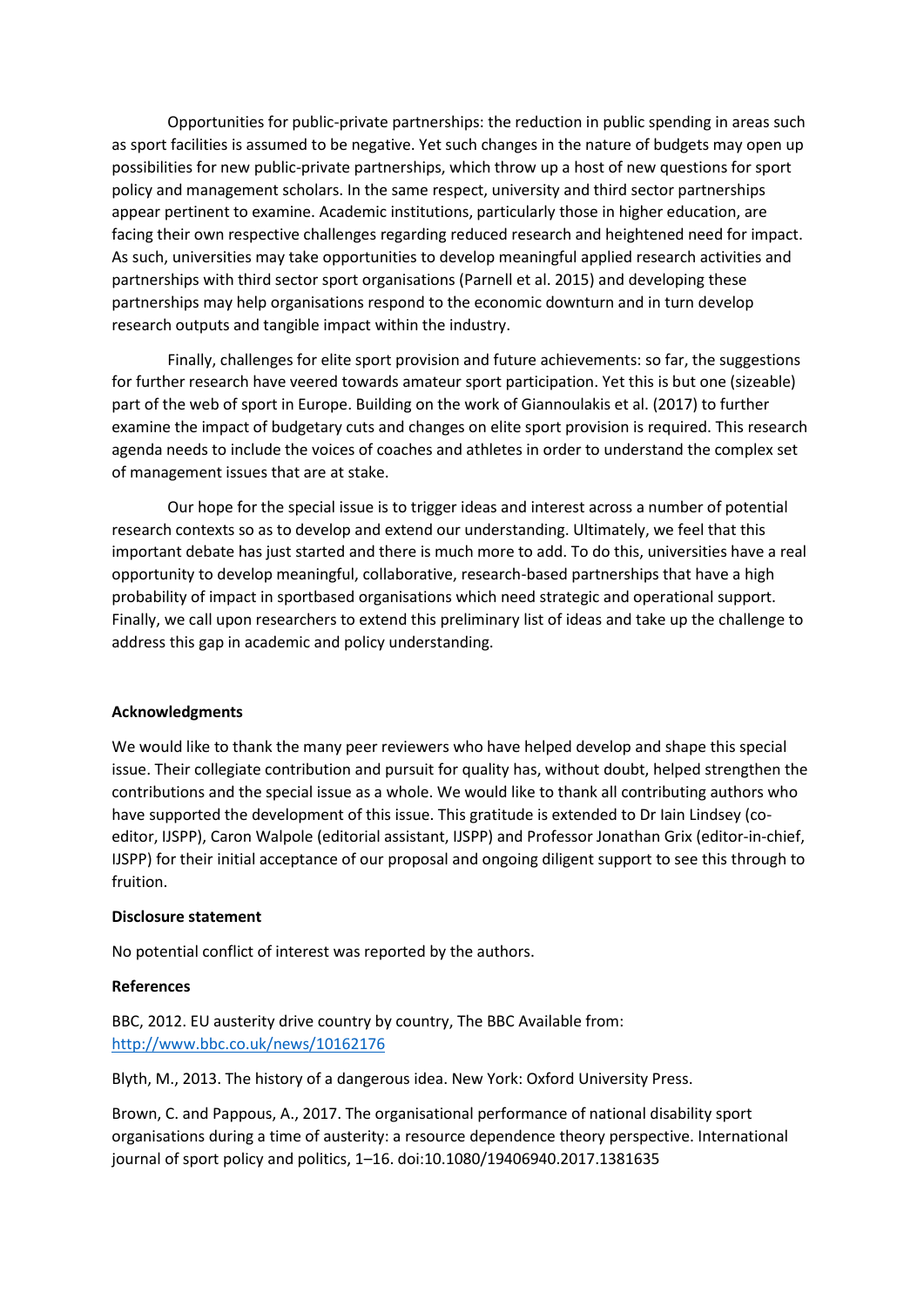Opportunities for public-private partnerships: the reduction in public spending in areas such as sport facilities is assumed to be negative. Yet such changes in the nature of budgets may open up possibilities for new public-private partnerships, which throw up a host of new questions for sport policy and management scholars. In the same respect, university and third sector partnerships appear pertinent to examine. Academic institutions, particularly those in higher education, are facing their own respective challenges regarding reduced research and heightened need for impact. As such, universities may take opportunities to develop meaningful applied research activities and partnerships with third sector sport organisations (Parnell et al. 2015) and developing these partnerships may help organisations respond to the economic downturn and in turn develop research outputs and tangible impact within the industry.

Finally, challenges for elite sport provision and future achievements: so far, the suggestions for further research have veered towards amateur sport participation. Yet this is but one (sizeable) part of the web of sport in Europe. Building on the work of Giannoulakis et al. (2017) to further examine the impact of budgetary cuts and changes on elite sport provision is required. This research agenda needs to include the voices of coaches and athletes in order to understand the complex set of management issues that are at stake.

Our hope for the special issue is to trigger ideas and interest across a number of potential research contexts so as to develop and extend our understanding. Ultimately, we feel that this important debate has just started and there is much more to add. To do this, universities have a real opportunity to develop meaningful, collaborative, research-based partnerships that have a high probability of impact in sportbased organisations which need strategic and operational support. Finally, we call upon researchers to extend this preliminary list of ideas and take up the challenge to address this gap in academic and policy understanding.

**Acknowledgments**

We would like to thank the many peer reviewers who have helped develop and shape this special issue. Their collegiate contribution and pursuit for quality has, without doubt, helped strengthen the contributions and the special issue as a whole. We would like to thank all contributing authors who have supported the development of this issue. This gratitude is extended to Dr Iain Lindsey (co-editor, IJSPP), Caron Walpole (editorial assistant, IJSPP) and Professor Jonathan Grix (editor-in-chief, IJSPP) for their initial acceptance of our proposal and ongoing diligent support to see this through to fruition.

**Disclosure statement**

No potential conflict of interest was reported by the authors.

**References**

BBC, 2012. EU austerity drive country by country, The BBC Available from: http://www.bbc.co.uk/news/10162176

Blyth, M., 2013. The history of a dangerous idea. New York: Oxford University Press.

Brown, C. and Pappous, A., 2017. The organisational performance of national disability sport organisations during a time of austerity: a resource dependence theory perspective. International journal of sport policy and politics, 1–16. doi:10.1080/19406940.2017.1381635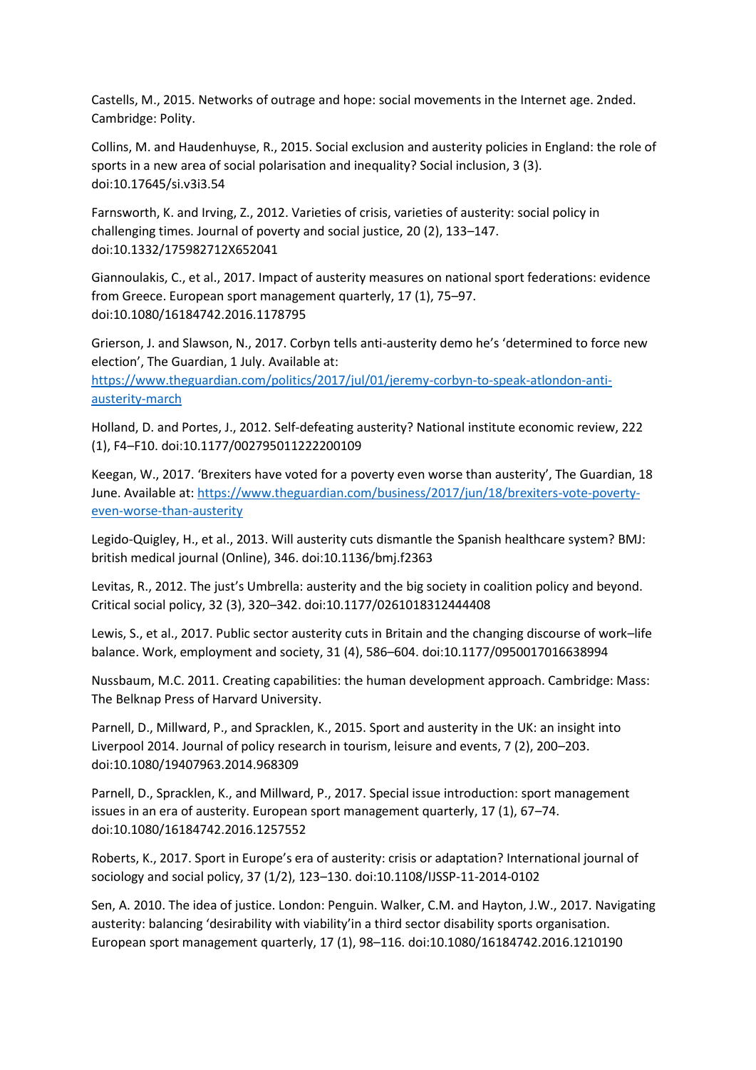Castells, M., 2015. Networks of outrage and hope: social movements in the Internet age. 2nded. Cambridge: Polity.

Collins, M. and Haudenhuyse, R., 2015. Social exclusion and austerity policies in England: the role of sports in a new area of social polarisation and inequality? Social inclusion, 3 (3). doi:10.17645/si.v3i3.54

Farnsworth, K. and Irving, Z., 2012. Varieties of crisis, varieties of austerity: social policy in challenging times. Journal of poverty and social justice, 20 (2), 133–147. doi:10.1332/175982712X652041

Giannoulakis, C., et al., 2017. Impact of austerity measures on national sport federations: evidence from Greece. European sport management quarterly, 17 (1), 75–97. doi:10.1080/16184742.2016.1178795

Grierson, J. and Slawson, N., 2017. Corbyn tells anti-austerity demo he's 'determined to force new election', The Guardian, 1 July. Available at: [https://www.theguardian.com/politics/2017/jul/01/jeremy-corbyn-to-speak-atlondon-anti-austerity-march](https://www.theguardian.com/politics/2017/jul/01/jeremy-corbyn-to-speak-atlondon-anti-austerity-march)

Holland, D. and Portes, J., 2012. Self-defeating austerity? National institute economic review, 222 (1), F4–F10. doi:10.1177/002795011222200109

Keegan, W., 2017. 'Brexiters have voted for a poverty even worse than austerity', The Guardian, 18 June. Available at: [https://www.theguardian.com/business/2017/jun/18/brexiters-vote-poverty-even-worse-than-austerity](https://www.theguardian.com/business/2017/jun/18/brexiters-vote-poverty-even-worse-than-austerity)

Legido-Quigley, H., et al., 2013. Will austerity cuts dismantle the Spanish healthcare system? BMJ: british medical journal (Online), 346. doi:10.1136/bmj.f2363

Levitas, R., 2012. The just's Umbrella: austerity and the big society in coalition policy and beyond. Critical social policy, 32 (3), 320–342. doi:10.1177/0261018312444408

Lewis, S., et al., 2017. Public sector austerity cuts in Britain and the changing discourse of work–life balance. Work, employment and society, 31 (4), 586–604. doi:10.1177/0950017016638994

Nussbaum, M.C. 2011. Creating capabilities: the human development approach. Cambridge: Mass: The Belknap Press of Harvard University.

Parnell, D., Millward, P., and Spracklen, K., 2015. Sport and austerity in the UK: an insight into Liverpool 2014. Journal of policy research in tourism, leisure and events, 7 (2), 200–203. doi:10.1080/19407963.2014.968309

Parnell, D., Spracklen, K., and Millward, P., 2017. Special issue introduction: sport management issues in an era of austerity. European sport management quarterly, 17 (1), 67–74. doi:10.1080/16184742.2016.1257552

Roberts, K., 2017. Sport in Europe's era of austerity: crisis or adaptation? International journal of sociology and social policy, 37 (1/2), 123–130. doi:10.1108/IJSSP-11-2014-0102

Sen, A. 2010. The idea of justice. London: Penguin. Walker, C.M. and Hayton, J.W., 2017. Navigating austerity: balancing 'desirability with viability'in a third sector disability sports organisation. European sport management quarterly, 17 (1), 98–116. doi:10.1080/16184742.2016.1210190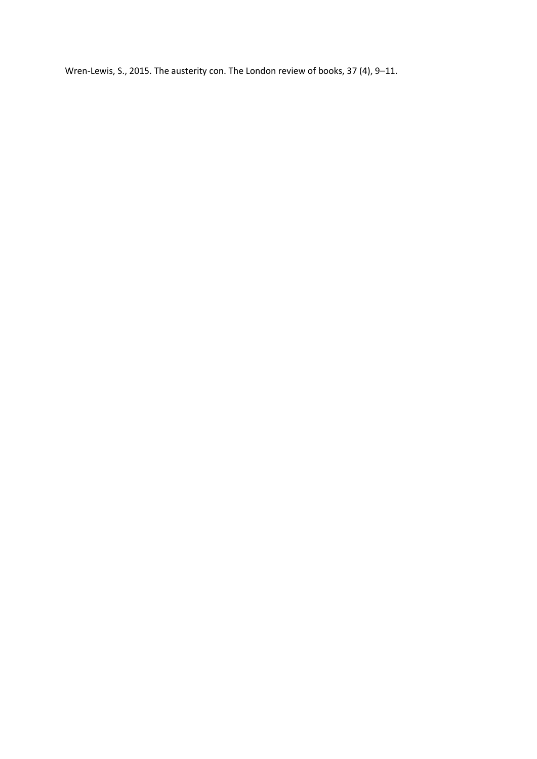Wren-Lewis, S., 2015. The austerity con. The London review of books, 37 (4), 9–11.